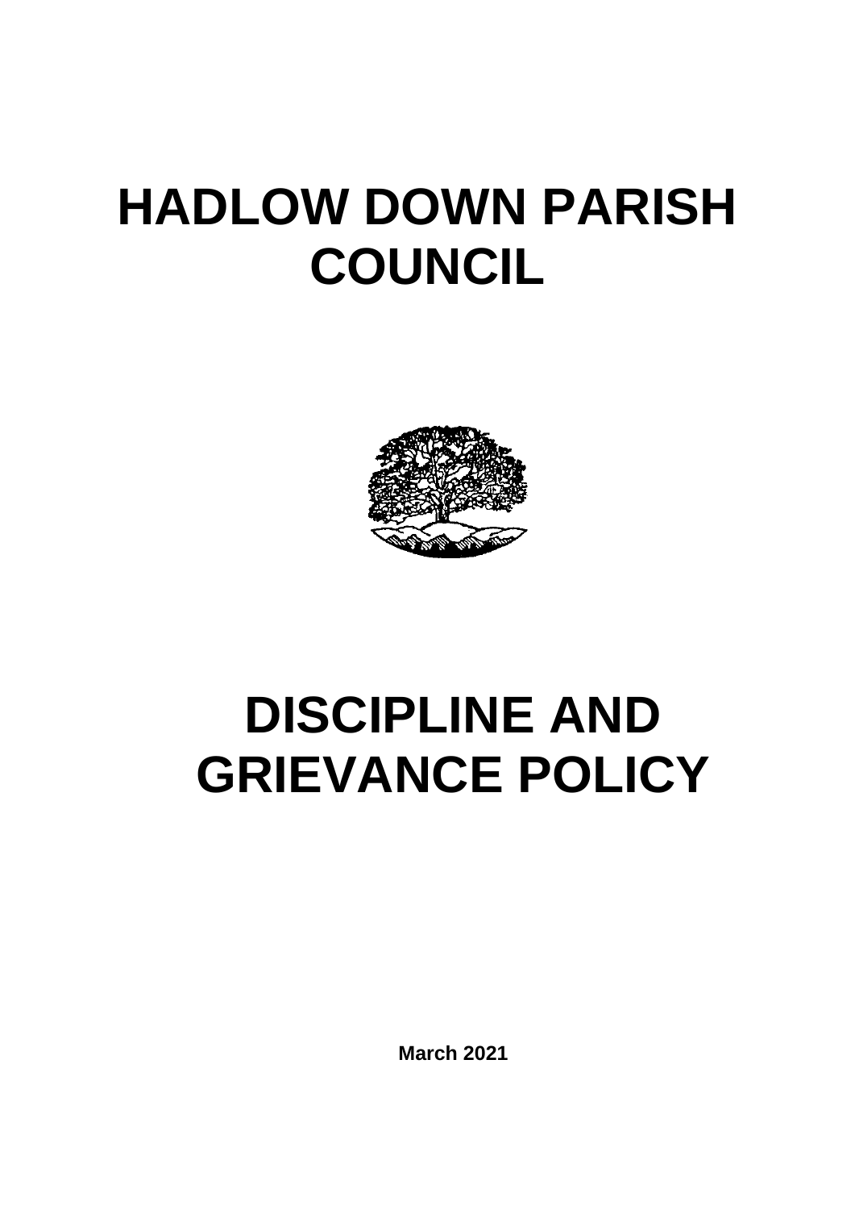# HADLOW DOWN PARISH COUNCIL

# DISCIPLINE AND GRIEVANCE POLICY

**March 2021**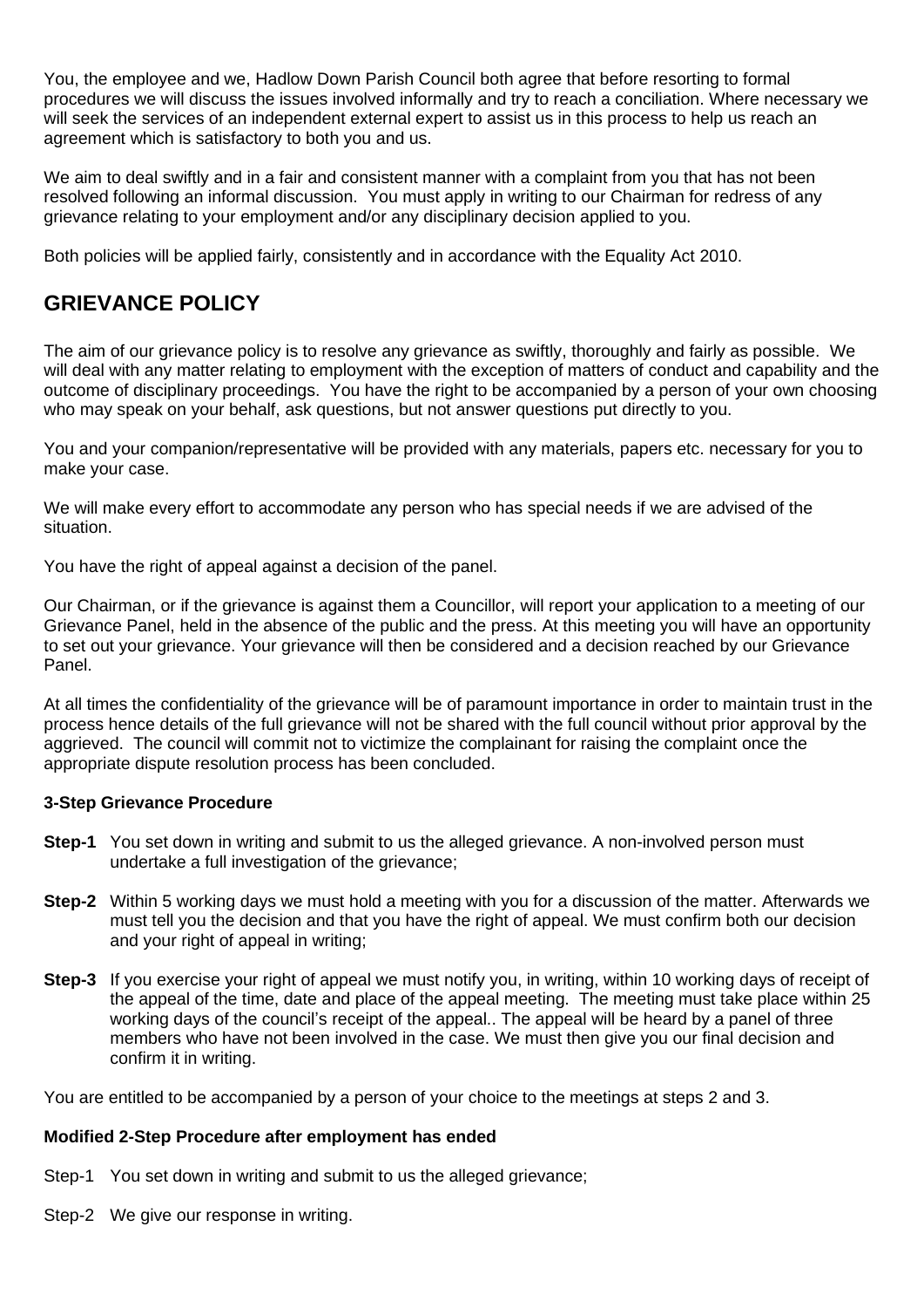You, the employee and we, Hadlow Down Parish Council both agree that before resorting to formal procedures we will discuss the issues involved informally and try to reach a conciliation. Where necessary we will seek the services of an independent external expert to assist us in this process to help us reach an agreement which is satisfactory to both you and us.

We aim to deal swiftly and in a fair and consistent manner with a complaint from you that has not been resolved following an informal discussion. You must apply in writing to our Chairman for redress of any grievance relating to your employment and/or any disciplinary decision applied to you.

Both policies will be applied fairly, consistently and in accordance with the Equality Act 2010.

## GRIEVANCE POLICY

The aim of our grievance policy is to resolve any grievance as swiftly, thoroughly and fairly as possible. We will deal with any matter relating to employment with the exception of matters of conduct and capability and the outcome of disciplinary proceedings. You have the right to be accompanied by a person of your own choosing who may speak on your behalf, ask questions, but not answer questions put directly to you.

You and your companion/representative will be provided with any materials, papers etc. necessary for you to make your case.

We will make every effort to accommodate any person who has special needs if we are advised of the situation.

You have the right of appeal against a decision of the panel.

Our Chairman, or if the grievance is against them a Councillor, will report your application to a meeting of our Grievance Panel, held in the absence of the public and the press. At this meeting you will have an opportunity to set out your grievance. Your grievance will then be considered and a decision reached by our Grievance Panel.

At all times the confidentiality of the grievance will be of paramount importance in order to maintain trust in the process hence details of the full grievance will not be shared with the full council without prior approval by the aggrieved. The council will commit not to victimize the complainant for raising the complaint once the appropriate dispute resolution process has been concluded.

### 3-Step Grievance Procedure

**Step-1** You set down in writing and submit to us the alleged grievance. A non-involved person must undertake a full investigation of the grievance;

**Step-2** Within 5 working days we must hold a meeting with you for a discussion of the matter. Afterwards we must tell you the decision and that you have the right of appeal. We must confirm both our decision and your right of appeal in writing;

**Step-3** If you exercise your right of appeal we must notify you, in writing, within 10 working days of receipt of the appeal of the time, date and place of the appeal meeting. The meeting must take place within 25 working days of the council's receipt of the appeal.. The appeal will be heard by a panel of three members who have not been involved in the case. We must then give you our final decision and confirm it in writing.

You are entitled to be accompanied by a person of your choice to the meetings at steps 2 and 3.

### Modified 2-Step Procedure after employment has ended

Step-1 You set down in writing and submit to us the alleged grievance;

Step-2 We give our response in writing.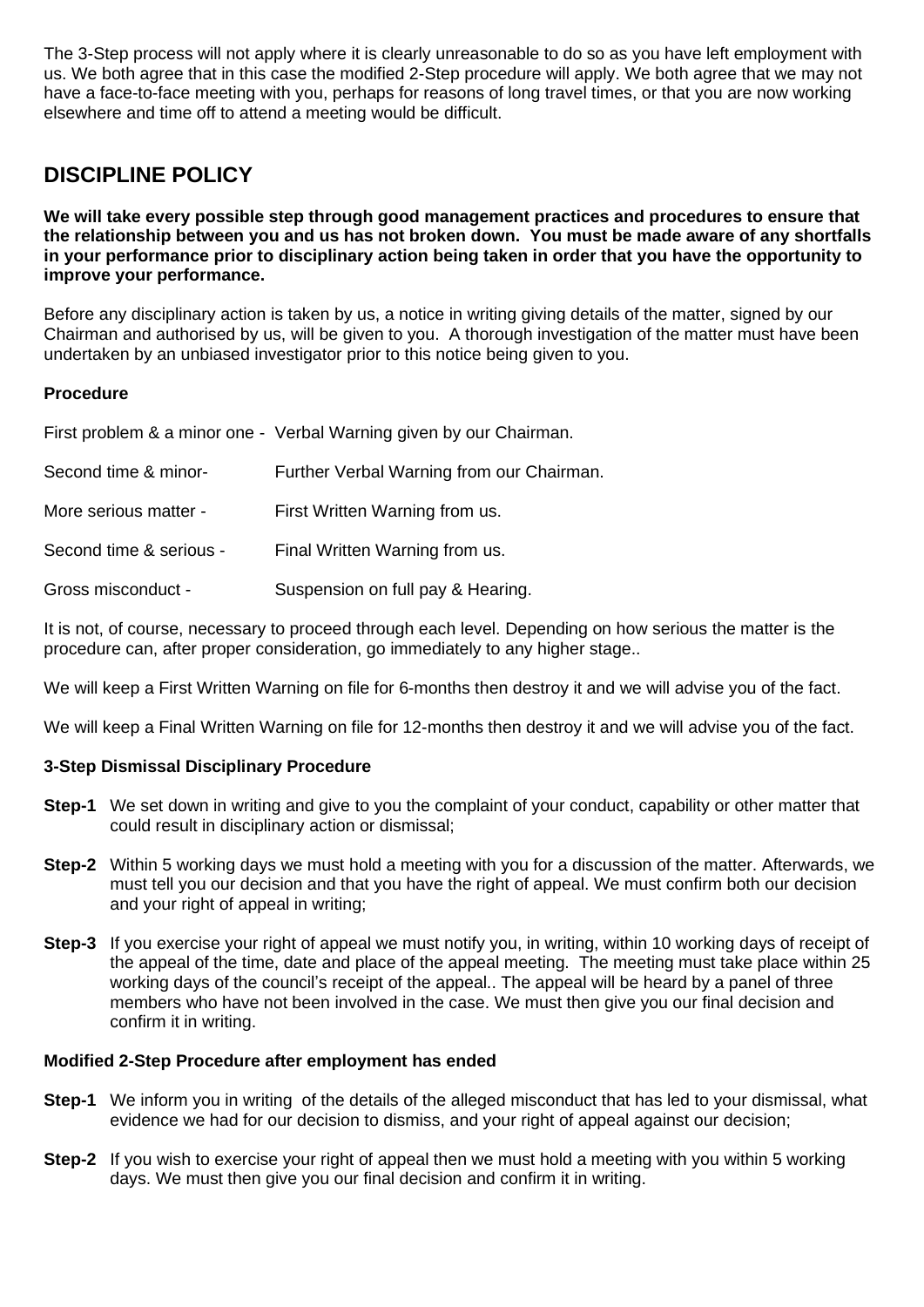The 3-Step process will not apply where it is clearly unreasonable to do so as you have left employment with us. We both agree that in this case the modified 2-Step procedure will apply. We both agree that we may not have a face-to-face meeting with you, perhaps for reasons of long travel times, or that you are now working elsewhere and time off to attend a meeting would be difficult.

## DISCIPLINE POLICY

**We will take every possible step through good management practices and procedures to ensure that the relationship between you and us has not broken down. You must be made aware of any shortfalls in your performance prior to disciplinary action being taken in order that you have the opportunity to improve your performance.**

Before any disciplinary action is taken by us, a notice in writing giving details of the matter, signed by our Chairman and authorised by us, will be given to you. A thorough investigation of the matter must have been undertaken by an unbiased investigator prior to this notice being given to you.

**Procedure**

| | |
|---|---|
| First problem & a minor one - | Verbal Warning given by our Chairman. |
| Second time & minor- | Further Verbal Warning from our Chairman. |
| More serious matter - | First Written Warning from us. |
| Second time & serious - | Final Written Warning from us. |
| Gross misconduct - | Suspension on full pay & Hearing. |

It is not, of course, necessary to proceed through each level. Depending on how serious the matter is the procedure can, after proper consideration, go immediately to any higher stage..

We will keep a First Written Warning on file for 6-months then destroy it and we will advise you of the fact.

We will keep a Final Written Warning on file for 12-months then destroy it and we will advise you of the fact.

**3-Step Dismissal Disciplinary Procedure**

**Step-1** We set down in writing and give to you the complaint of your conduct, capability or other matter that could result in disciplinary action or dismissal;

**Step-2** Within 5 working days we must hold a meeting with you for a discussion of the matter. Afterwards, we must tell you our decision and that you have the right of appeal. We must confirm both our decision and your right of appeal in writing;

**Step-3** If you exercise your right of appeal we must notify you, in writing, within 10 working days of receipt of the appeal of the time, date and place of the appeal meeting. The meeting must take place within 25 working days of the council's receipt of the appeal.. The appeal will be heard by a panel of three members who have not been involved in the case. We must then give you our final decision and confirm it in writing.

**Modified 2-Step Procedure after employment has ended**

**Step-1** We inform you in writing of the details of the alleged misconduct that has led to your dismissal, what evidence we had for our decision to dismiss, and your right of appeal against our decision;

**Step-2** If you wish to exercise your right of appeal then we must hold a meeting with you within 5 working days. We must then give you our final decision and confirm it in writing.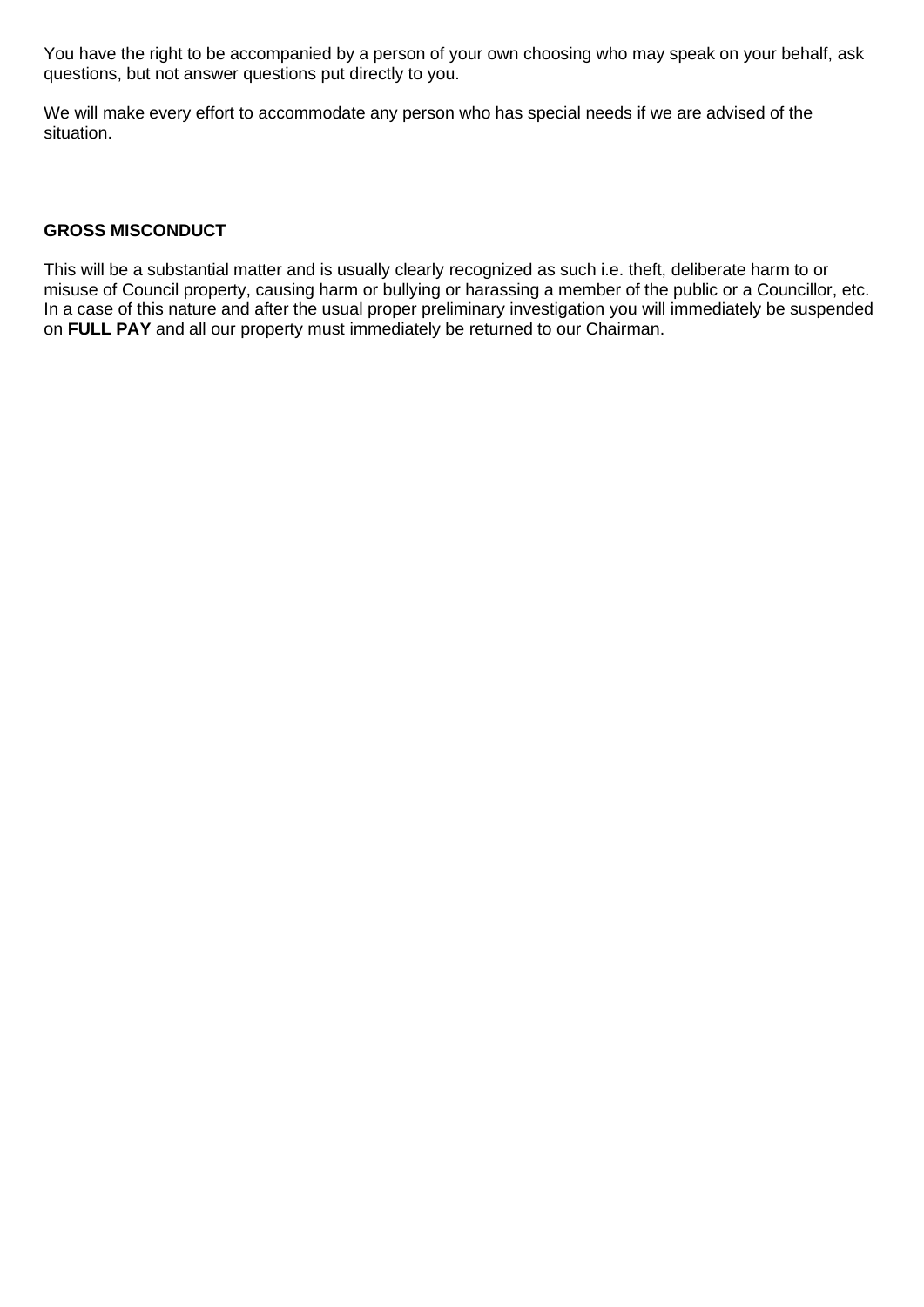You have the right to be accompanied by a person of your own choosing who may speak on your behalf, ask questions, but not answer questions put directly to you.

We will make every effort to accommodate any person who has special needs if we are advised of the situation.

**GROSS MISCONDUCT**

This will be a substantial matter and is usually clearly recognized as such i.e. theft, deliberate harm to or misuse of Council property, causing harm or bullying or harassing a member of the public or a Councillor, etc. In a case of this nature and after the usual proper preliminary investigation you will immediately be suspended on **FULL PAY** and all our property must immediately be returned to our Chairman.